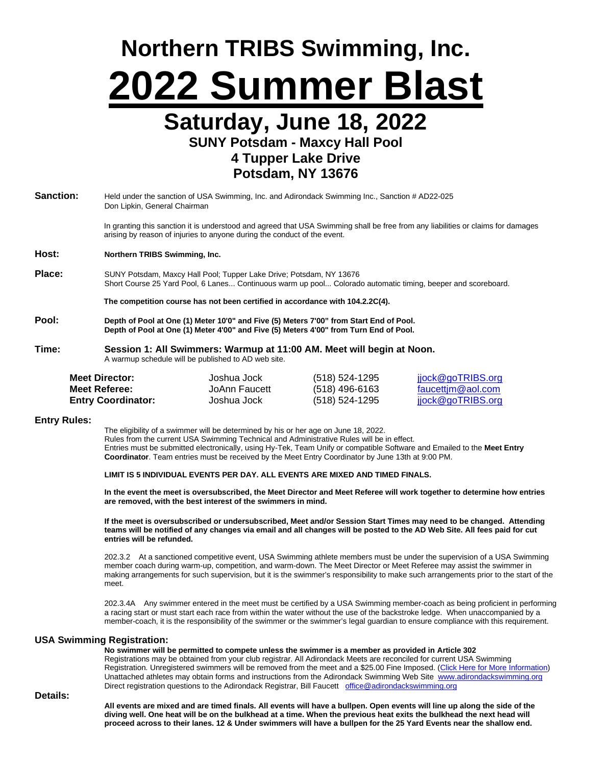# Northern TRIBS Swimming, Inc.

# 2022 Summer Blast

## Saturday, June 18, 2022

### SUNY Potsdam - Maxcy Hall Pool
### 4 Tupper Lake Drive
### Potsdam, NY 13676

**Sanction:** Held under the sanction of USA Swimming, Inc. and Adirondack Swimming Inc., Sanction # AD22-025
Don Lipkin, General Chairman

In granting this sanction it is understood and agreed that USA Swimming shall be free from any liabilities or claims for damages arising by reason of injuries to anyone during the conduct of the event.

**Host:** **Northern TRIBS Swimming, Inc.**

**Place:** SUNY Potsdam, Maxcy Hall Pool; Tupper Lake Drive; Potsdam, NY 13676
Short Course 25 Yard Pool, 6 Lanes... Continuous warm up pool... Colorado automatic timing, beeper and scoreboard.

**The competition course has not been certified in accordance with 104.2.2C(4).**

**Pool:** **Depth of Pool at One (1) Meter 10'0" and Five (5) Meters 7'00" from Start End of Pool.**
**Depth of Pool at One (1) Meter 4'00" and Five (5) Meters 4'00" from Turn End of Pool.**

**Time:** **Session 1: All Swimmers: Warmup at 11:00 AM. Meet will begin at Noon.**
A warmup schedule will be published to AD web site.

| | | | |
|---|---|---|---|
| **Meet Director:** | Joshua Jock | (518) 524-1295 | jjock@goTRIBS.org |
| **Meet Referee:** | JoAnn Faucett | (518) 496-6163 | faucettjm@aol.com |
| **Entry Coordinator:** | Joshua Jock | (518) 524-1295 | jjock@goTRIBS.org |

**Entry Rules:**

The eligibility of a swimmer will be determined by his or her age on June 18, 2022.
Rules from the current USA Swimming Technical and Administrative Rules will be in effect.
Entries must be submitted electronically, using Hy-Tek, Team Unify or compatible Software and Emailed to the **Meet Entry Coordinator**. Team entries must be received by the Meet Entry Coordinator by June 13th at 9:00 PM.

**LIMIT IS 5 INDIVIDUAL EVENTS PER DAY. ALL EVENTS ARE MIXED AND TIMED FINALS.**

**In the event the meet is oversubscribed, the Meet Director and Meet Referee will work together to determine how entries are removed, with the best interest of the swimmers in mind.**

**If the meet is oversubscribed or undersubscribed, Meet and/or Session Start Times may need to be changed. Attending teams will be notified of any changes via email and all changes will be posted to the AD Web Site. All fees paid for cut entries will be refunded.**

202.3.2 At a sanctioned competitive event, USA Swimming athlete members must be under the supervision of a USA Swimming member coach during warm-up, competition, and warm-down. The Meet Director or Meet Referee may assist the swimmer in making arrangements for such supervision, but it is the swimmer's responsibility to make such arrangements prior to the start of the meet.

202.3.4A Any swimmer entered in the meet must be certified by a USA Swimming member-coach as being proficient in performing a racing start or must start each race from within the water without the use of the backstroke ledge. When unaccompanied by a member-coach, it is the responsibility of the swimmer or the swimmer's legal guardian to ensure compliance with this requirement.

**USA Swimming Registration:**

**No swimmer will be permitted to compete unless the swimmer is a member as provided in Article 302**
Registrations may be obtained from your club registrar. All Adirondack Meets are reconciled for current USA Swimming Registration. Unregistered swimmers will be removed from the meet and a $25.00 Fine Imposed. (Click Here for More Information)
Unattached athletes may obtain forms and instructions from the Adirondack Swimming Web Site www.adirondackswimming.org
Direct registration questions to the Adirondack Registrar, Bill Faucett office@adirondackswimming.org

**Details:**

**All events are mixed and are timed finals. All events will have a bullpen. Open events will line up along the side of the diving well. One heat will be on the bulkhead at a time. When the previous heat exits the bulkhead the next head will proceed across to their lanes. 12 & Under swimmers will have a bullpen for the 25 Yard Events near the shallow end.**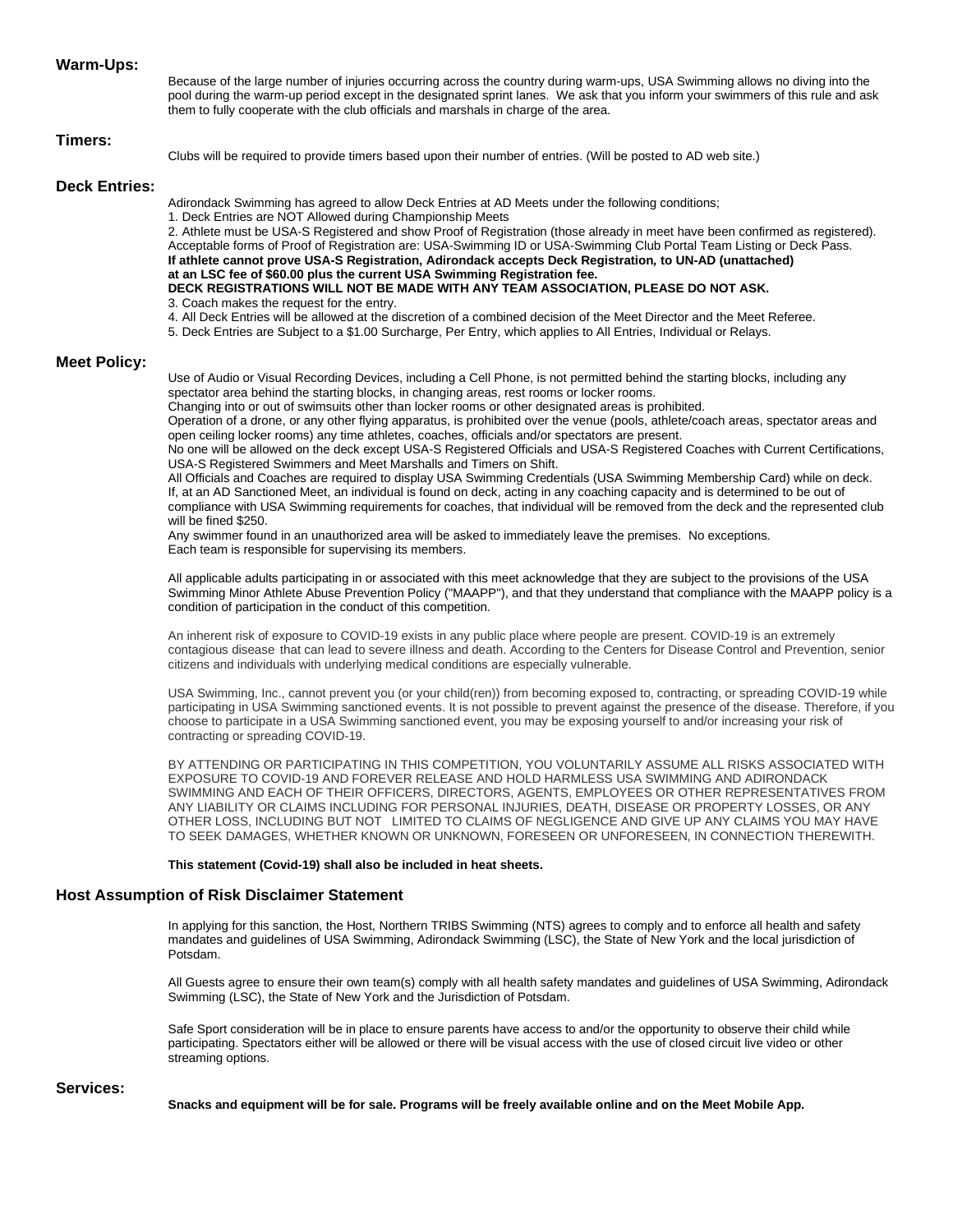## Warm-Ups:

Because of the large number of injuries occurring across the country during warm-ups, USA Swimming allows no diving into the pool during the warm-up period except in the designated sprint lanes. We ask that you inform your swimmers of this rule and ask them to fully cooperate with the club officials and marshals in charge of the area.

## Timers:

Clubs will be required to provide timers based upon their number of entries. (Will be posted to AD web site.)

## Deck Entries:

Adirondack Swimming has agreed to allow Deck Entries at AD Meets under the following conditions;

1. Deck Entries are NOT Allowed during Championship Meets
2. Athlete must be USA-S Registered and show Proof of Registration (those already in meet have been confirmed as registered). Acceptable forms of Proof of Registration are: USA-Swimming ID or USA-Swimming Club Portal Team Listing or Deck Pass.
   **If athlete cannot prove USA-S Registration, Adirondack accepts Deck Registration, to UN-AD (unattached) at an LSC fee of $60.00 plus the current USA Swimming Registration fee.**
   **DECK REGISTRATIONS WILL NOT BE MADE WITH ANY TEAM ASSOCIATION, PLEASE DO NOT ASK.**
3. Coach makes the request for the entry.
4. All Deck Entries will be allowed at the discretion of a combined decision of the Meet Director and the Meet Referee.
5. Deck Entries are Subject to a $1.00 Surcharge, Per Entry, which applies to All Entries, Individual or Relays.

## Meet Policy:

Use of Audio or Visual Recording Devices, including a Cell Phone, is not permitted behind the starting blocks, including any spectator area behind the starting blocks, in changing areas, rest rooms or locker rooms.
Changing into or out of swimsuits other than locker rooms or other designated areas is prohibited.
Operation of a drone, or any other flying apparatus, is prohibited over the venue (pools, athlete/coach areas, spectator areas and open ceiling locker rooms) any time athletes, coaches, officials and/or spectators are present.
No one will be allowed on the deck except USA-S Registered Officials and USA-S Registered Coaches with Current Certifications, USA-S Registered Swimmers and Meet Marshalls and Timers on Shift.
All Officials and Coaches are required to display USA Swimming Credentials (USA Swimming Membership Card) while on deck.
If, at an AD Sanctioned Meet, an individual is found on deck, acting in any coaching capacity and is determined to be out of compliance with USA Swimming requirements for coaches, that individual will be removed from the deck and the represented club will be fined $250.
Any swimmer found in an unauthorized area will be asked to immediately leave the premises. No exceptions.
Each team is responsible for supervising its members.

All applicable adults participating in or associated with this meet acknowledge that they are subject to the provisions of the USA Swimming Minor Athlete Abuse Prevention Policy ("MAAPP"), and that they understand that compliance with the MAAPP policy is a condition of participation in the conduct of this competition.

An inherent risk of exposure to COVID-19 exists in any public place where people are present. COVID-19 is an extremely contagious disease that can lead to severe illness and death. According to the Centers for Disease Control and Prevention, senior citizens and individuals with underlying medical conditions are especially vulnerable.

USA Swimming, Inc., cannot prevent you (or your child(ren)) from becoming exposed to, contracting, or spreading COVID-19 while participating in USA Swimming sanctioned events. It is not possible to prevent against the presence of the disease. Therefore, if you choose to participate in a USA Swimming sanctioned event, you may be exposing yourself to and/or increasing your risk of contracting or spreading COVID-19.

BY ATTENDING OR PARTICIPATING IN THIS COMPETITION, YOU VOLUNTARILY ASSUME ALL RISKS ASSOCIATED WITH EXPOSURE TO COVID-19 AND FOREVER RELEASE AND HOLD HARMLESS USA SWIMMING AND ADIRONDACK SWIMMING AND EACH OF THEIR OFFICERS, DIRECTORS, AGENTS, EMPLOYEES OR OTHER REPRESENTATIVES FROM ANY LIABILITY OR CLAIMS INCLUDING FOR PERSONAL INJURIES, DEATH, DISEASE OR PROPERTY LOSSES, OR ANY OTHER LOSS, INCLUDING BUT NOT LIMITED TO CLAIMS OF NEGLIGENCE AND GIVE UP ANY CLAIMS YOU MAY HAVE TO SEEK DAMAGES, WHETHER KNOWN OR UNKNOWN, FORESEEN OR UNFORESEEN, IN CONNECTION THEREWITH.

**This statement (Covid-19) shall also be included in heat sheets.**

## Host Assumption of Risk Disclaimer Statement

In applying for this sanction, the Host, Northern TRIBS Swimming (NTS) agrees to comply and to enforce all health and safety mandates and guidelines of USA Swimming, Adirondack Swimming (LSC), the State of New York and the local jurisdiction of Potsdam.

All Guests agree to ensure their own team(s) comply with all health safety mandates and guidelines of USA Swimming, Adirondack Swimming (LSC), the State of New York and the Jurisdiction of Potsdam.

Safe Sport consideration will be in place to ensure parents have access to and/or the opportunity to observe their child while participating. Spectators either will be allowed or there will be visual access with the use of closed circuit live video or other streaming options.

## Services:

**Snacks and equipment will be for sale. Programs will be freely available online and on the Meet Mobile App.**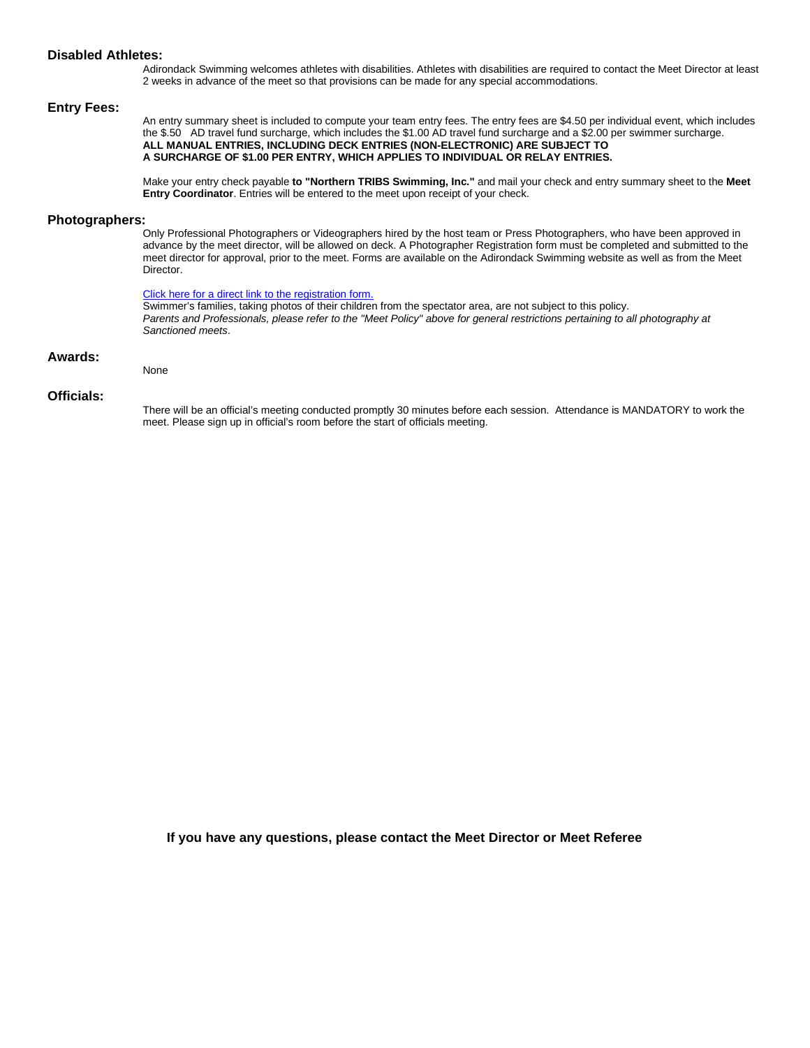## Disabled Athletes:

Adirondack Swimming welcomes athletes with disabilities. Athletes with disabilities are required to contact the Meet Director at least 2 weeks in advance of the meet so that provisions can be made for any special accommodations.

## Entry Fees:

An entry summary sheet is included to compute your team entry fees. The entry fees are $4.50 per individual event, which includes the $.50   AD travel fund surcharge, which includes the $1.00 AD travel fund surcharge and a $2.00 per swimmer surcharge.
**ALL MANUAL ENTRIES, INCLUDING DECK ENTRIES (NON-ELECTRONIC) ARE SUBJECT TO A SURCHARGE OF $1.00 PER ENTRY, WHICH APPLIES TO INDIVIDUAL OR RELAY ENTRIES.**

Make your entry check payable **to "Northern TRIBS Swimming, Inc."** and mail your check and entry summary sheet to the **Meet Entry Coordinator**. Entries will be entered to the meet upon receipt of your check.

## Photographers:

Only Professional Photographers or Videographers hired by the host team or Press Photographers, who have been approved in advance by the meet director, will be allowed on deck. A Photographer Registration form must be completed and submitted to the meet director for approval, prior to the meet. Forms are available on the Adirondack Swimming website as well as from the Meet Director.

Click here for a direct link to the registration form.
Swimmer's families, taking photos of their children from the spectator area, are not subject to this policy.
*Parents and Professionals, please refer to the "Meet Policy" above for general restrictions pertaining to all photography at Sanctioned meets*.

## Awards:

None

## Officials:

There will be an official's meeting conducted promptly 30 minutes before each session. Attendance is MANDATORY to work the meet. Please sign up in official's room before the start of officials meeting.

**If you have any questions, please contact the Meet Director or Meet Referee**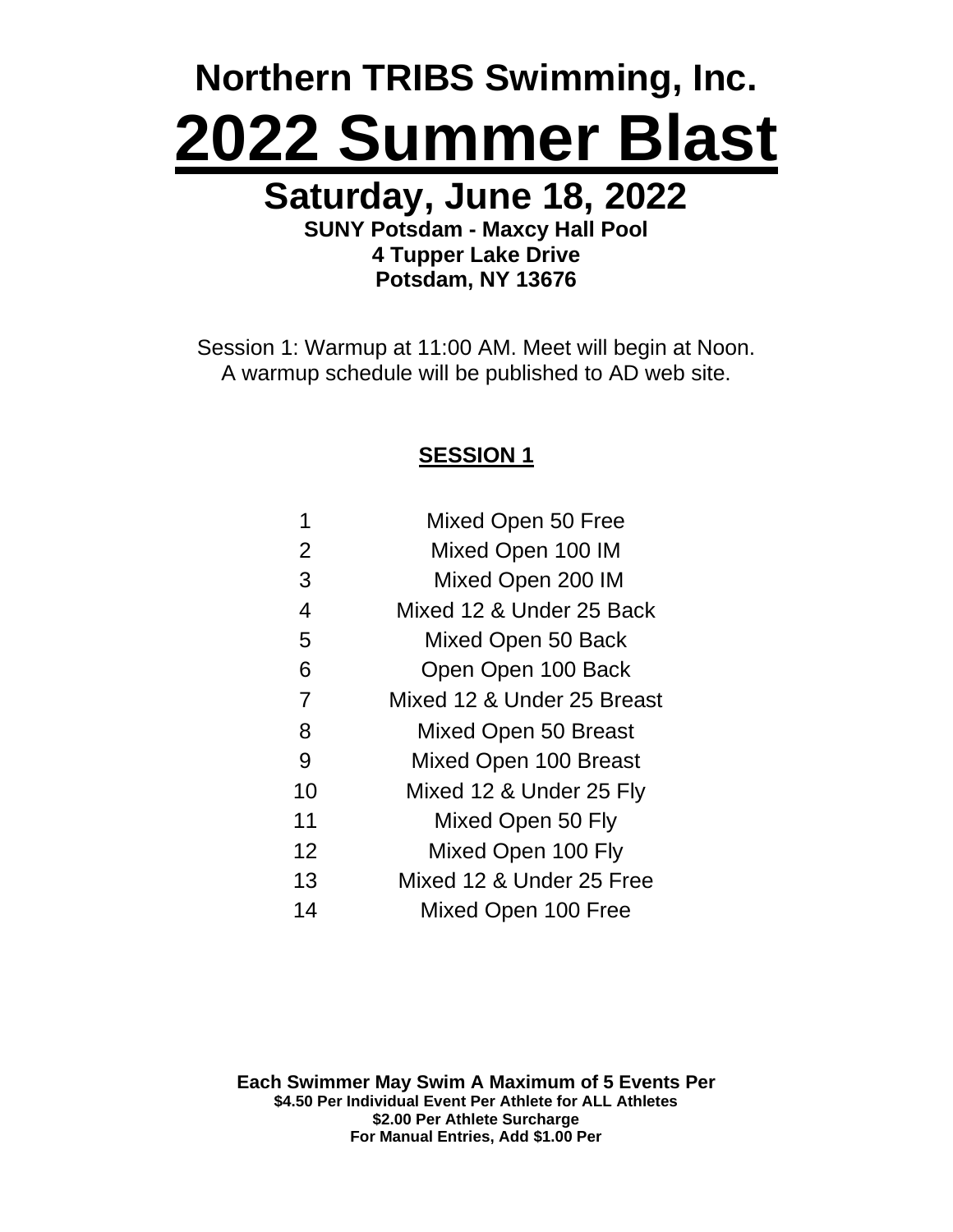# Northern TRIBS Swimming, Inc.

# 2022 Summer Blast

## Saturday, June 18, 2022

**SUNY Potsdam - Maxcy Hall Pool**
**4 Tupper Lake Drive**
**Potsdam, NY 13676**

Session 1: Warmup at 11:00 AM. Meet will begin at Noon.
A warmup schedule will be published to AD web site.

### SESSION 1

| | |
|---|---|
| 1 | Mixed Open 50 Free |
| 2 | Mixed Open 100 IM |
| 3 | Mixed Open 200 IM |
| 4 | Mixed 12 & Under 25 Back |
| 5 | Mixed Open 50 Back |
| 6 | Open Open 100 Back |
| 7 | Mixed 12 & Under 25 Breast |
| 8 | Mixed Open 50 Breast |
| 9 | Mixed Open 100 Breast |
| 10 | Mixed 12 & Under 25 Fly |
| 11 | Mixed Open 50 Fly |
| 12 | Mixed Open 100 Fly |
| 13 | Mixed 12 & Under 25 Free |
| 14 | Mixed Open 100 Free |

**Each Swimmer May Swim A Maximum of 5 Events Per**
**$4.50 Per Individual Event Per Athlete for ALL Athletes**
**$2.00 Per Athlete Surcharge**
**For Manual Entries, Add $1.00 Per**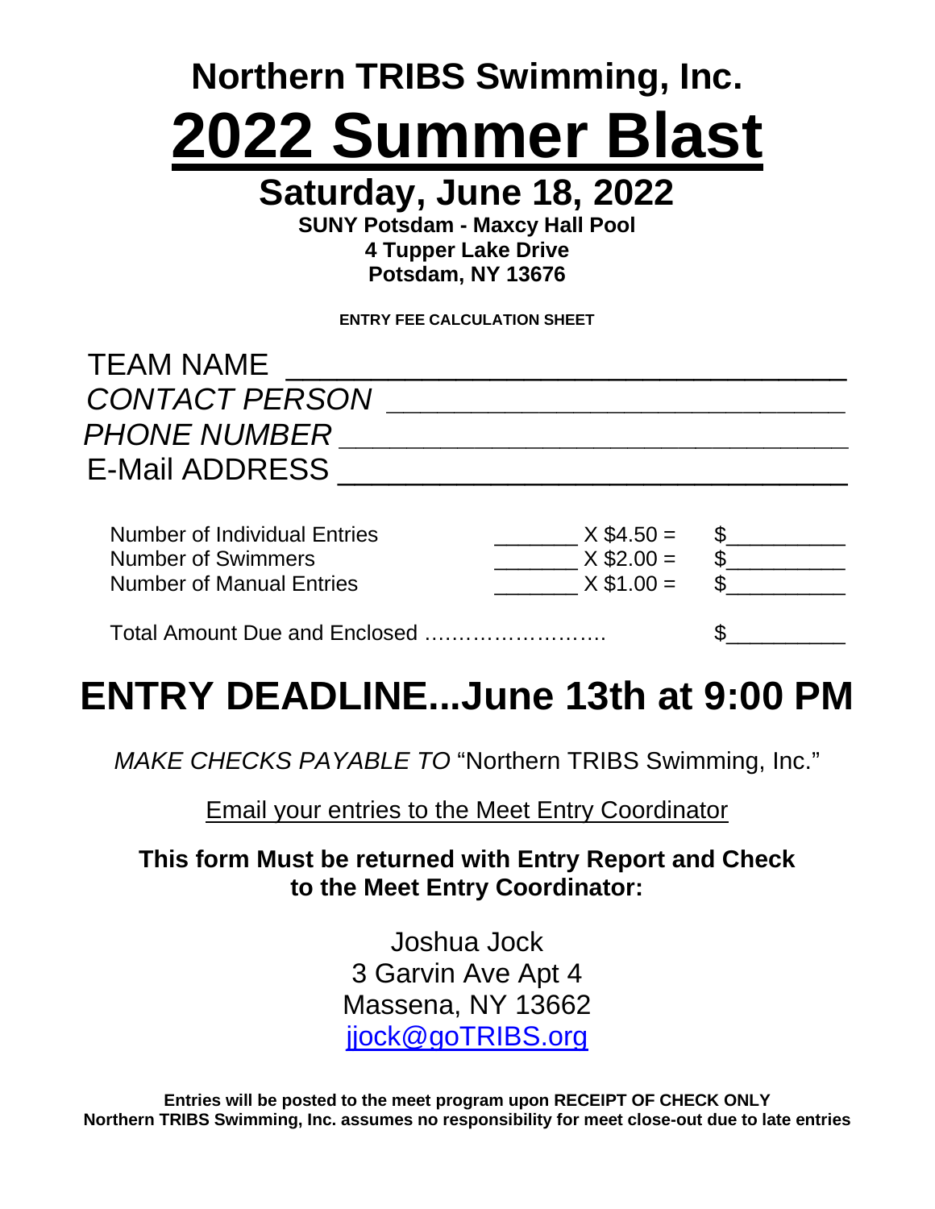# Northern TRIBS Swimming, Inc.

# 2022 Summer Blast

## Saturday, June 18, 2022

**SUNY Potsdam - Maxcy Hall Pool**
**4 Tupper Lake Drive**
**Potsdam, NY 13676**

**ENTRY FEE CALCULATION SHEET**

TEAM NAME ________________________________

*CONTACT PERSON* ________________________________

*PHONE NUMBER* ________________________________

E-Mail ADDRESS ________________________________

| | | |
|---|---|---|
| Number of Individual Entries | _______ X $4.50 = | $_________ |
| Number of Swimmers | _______ X $2.00 = | $_________ |
| Number of Manual Entries | _______ X $1.00 = | $_________ |

Total Amount Due and Enclosed ……………………. $_________

# ENTRY DEADLINE...June 13th at 9:00 PM

*MAKE CHECKS PAYABLE TO* "Northern TRIBS Swimming, Inc."

Email your entries to the Meet Entry Coordinator

**This form Must be returned with Entry Report and Check to the Meet Entry Coordinator:**

Joshua Jock
3 Garvin Ave Apt 4
Massena, NY 13662
jjock@goTRIBS.org

**Entries will be posted to the meet program upon RECEIPT OF CHECK ONLY**
**Northern TRIBS Swimming, Inc. assumes no responsibility for meet close-out due to late entries**